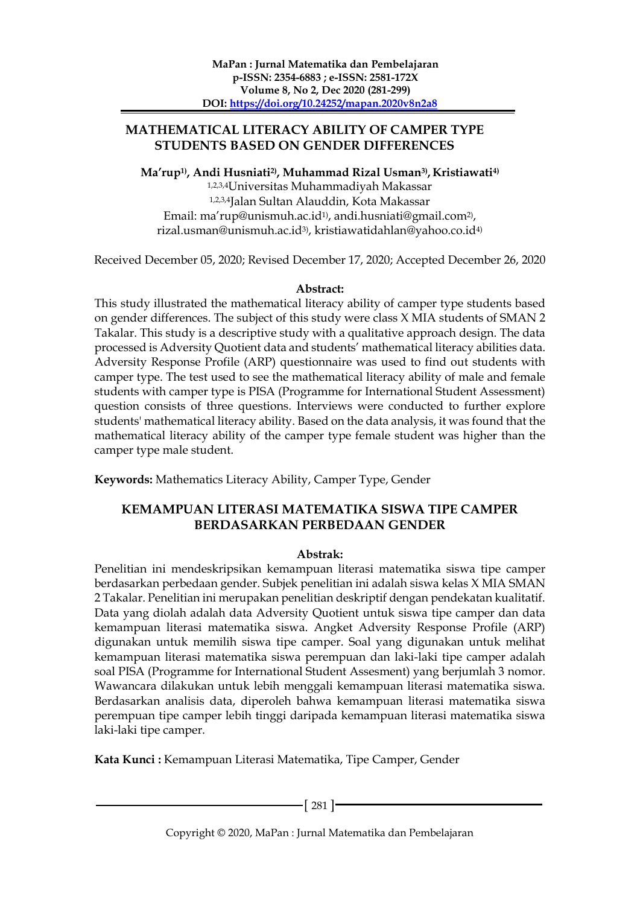# MATHEMATICAL LITERACY ABILITY OF CAMPER TYPE STUDENTS BASED ON GENDER DIFFERENCES

**Ma'rup[1)], Andi Husniati[2)], Muhammad Rizal Usman[3)], Kristiawati[4)]**

[1,2,3,4]Universitas Muhammadiyah Makassar
[1,2,3,4]Jalan Sultan Alauddin, Kota Makassar
Email: ma'rup@unismuh.ac.id[1)], andi.husniati@gmail.com[2)], rizal.usman@unismuh.ac.id[3)], kristiawatidahlan@yahoo.co.id[4)]

Received December 05, 2020; Revised December 17, 2020; Accepted December 26, 2020

**Abstract:**

This study illustrated the mathematical literacy ability of camper type students based on gender differences. The subject of this study were class X MIA students of SMAN 2 Takalar. This study is a descriptive study with a qualitative approach design. The data processed is Adversity Quotient data and students' mathematical literacy abilities data. Adversity Response Profile (ARP) questionnaire was used to find out students with camper type. The test used to see the mathematical literacy ability of male and female students with camper type is PISA (Programme for International Student Assessment) question consists of three questions. Interviews were conducted to further explore students' mathematical literacy ability. Based on the data analysis, it was found that the mathematical literacy ability of the camper type female student was higher than the camper type male student.

**Keywords:** Mathematics Literacy Ability, Camper Type, Gender

# KEMAMPUAN LITERASI MATEMATIKA SISWA TIPE CAMPER BERDASARKAN PERBEDAAN GENDER

**Abstrak:**

Penelitian ini mendeskripsikan kemampuan literasi matematika siswa tipe camper berdasarkan perbedaan gender. Subjek penelitian ini adalah siswa kelas X MIA SMAN 2 Takalar. Penelitian ini merupakan penelitian deskriptif dengan pendekatan kualitatif. Data yang diolah adalah data Adversity Quotient untuk siswa tipe camper dan data kemampuan literasi matematika siswa. Angket Adversity Response Profile (ARP) digunakan untuk memilih siswa tipe camper. Soal yang digunakan untuk melihat kemampuan literasi matematika siswa perempuan dan laki-laki tipe camper adalah soal PISA (Programme for International Student Assesment) yang berjumlah 3 nomor. Wawancara dilakukan untuk lebih menggali kemampuan literasi matematika siswa. Berdasarkan analisis data, diperoleh bahwa kemampuan literasi matematika siswa perempuan tipe camper lebih tinggi daripada kemampuan literasi matematika siswa laki-laki tipe camper.

**Kata Kunci :** Kemampuan Literasi Matematika, Tipe Camper, Gender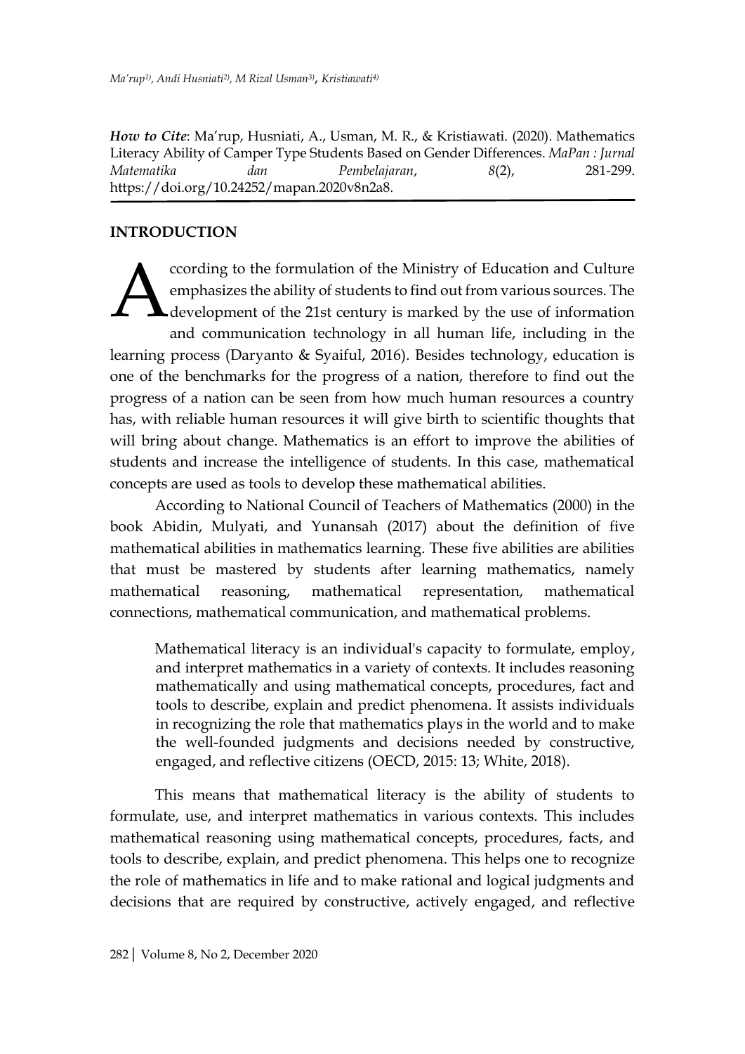*How to Cite*: Ma'rup, Husniati, A., Usman, M. R., & Kristiawati. (2020). Mathematics Literacy Ability of Camper Type Students Based on Gender Differences. *MaPan : Jurnal Matematika dan Pembelajaran*, *8*(2), 281-299. https://doi.org/10.24252/mapan.2020v8n2a8.

## INTRODUCTION

According to the formulation of the Ministry of Education and Culture emphasizes the ability of students to find out from various sources. The development of the 21st century is marked by the use of information and communication technology in all human life, including in the learning process (Daryanto & Syaiful, 2016). Besides technology, education is one of the benchmarks for the progress of a nation, therefore to find out the progress of a nation can be seen from how much human resources a country has, with reliable human resources it will give birth to scientific thoughts that will bring about change. Mathematics is an effort to improve the abilities of students and increase the intelligence of students. In this case, mathematical concepts are used as tools to develop these mathematical abilities.

According to National Council of Teachers of Mathematics (2000) in the book Abidin, Mulyati, and Yunansah (2017) about the definition of five mathematical abilities in mathematics learning. These five abilities are abilities that must be mastered by students after learning mathematics, namely mathematical reasoning, mathematical representation, mathematical connections, mathematical communication, and mathematical problems.

> Mathematical literacy is an individual's capacity to formulate, employ, and interpret mathematics in a variety of contexts. It includes reasoning mathematically and using mathematical concepts, procedures, fact and tools to describe, explain and predict phenomena. It assists individuals in recognizing the role that mathematics plays in the world and to make the well-founded judgments and decisions needed by constructive, engaged, and reflective citizens (OECD, 2015: 13; White, 2018).

This means that mathematical literacy is the ability of students to formulate, use, and interpret mathematics in various contexts. This includes mathematical reasoning using mathematical concepts, procedures, facts, and tools to describe, explain, and predict phenomena. This helps one to recognize the role of mathematics in life and to make rational and logical judgments and decisions that are required by constructive, actively engaged, and reflective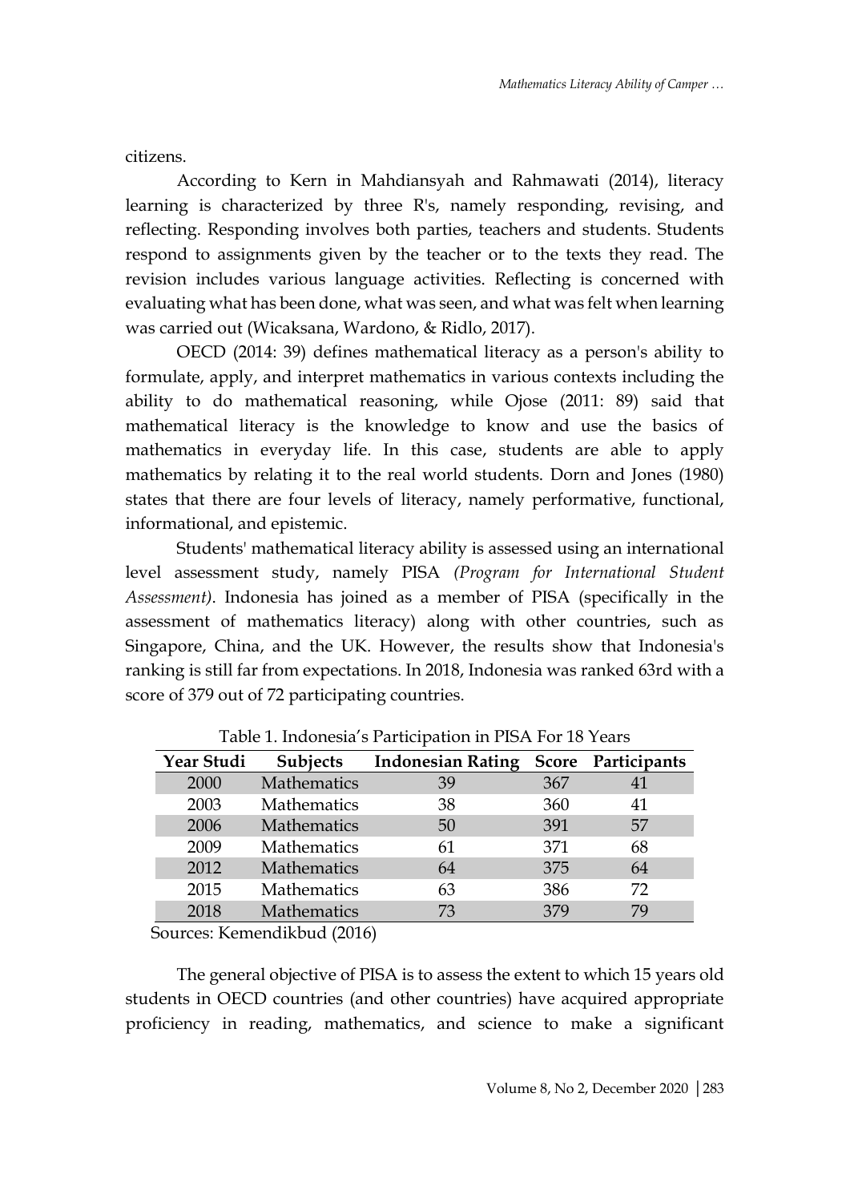citizens.

According to Kern in Mahdiansyah and Rahmawati (2014), literacy learning is characterized by three R's, namely responding, revising, and reflecting. Responding involves both parties, teachers and students. Students respond to assignments given by the teacher or to the texts they read. The revision includes various language activities. Reflecting is concerned with evaluating what has been done, what was seen, and what was felt when learning was carried out (Wicaksana, Wardono, & Ridlo, 2017).

OECD (2014: 39) defines mathematical literacy as a person's ability to formulate, apply, and interpret mathematics in various contexts including the ability to do mathematical reasoning, while Ojose (2011: 89) said that mathematical literacy is the knowledge to know and use the basics of mathematics in everyday life. In this case, students are able to apply mathematics by relating it to the real world students. Dorn and Jones (1980) states that there are four levels of literacy, namely performative, functional, informational, and epistemic.

Students' mathematical literacy ability is assessed using an international level assessment study, namely PISA *(Program for International Student Assessment)*. Indonesia has joined as a member of PISA (specifically in the assessment of mathematics literacy) along with other countries, such as Singapore, China, and the UK. However, the results show that Indonesia's ranking is still far from expectations. In 2018, Indonesia was ranked 63rd with a score of 379 out of 72 participating countries.

Table 1. Indonesia's Participation in PISA For 18 Years

| Year Studi | Subjects | Indonesian Rating | Score | Participants |
|---|---|---|---|---|
| 2000 | Mathematics | 39 | 367 | 41 |
| 2003 | Mathematics | 38 | 360 | 41 |
| 2006 | Mathematics | 50 | 391 | 57 |
| 2009 | Mathematics | 61 | 371 | 68 |
| 2012 | Mathematics | 64 | 375 | 64 |
| 2015 | Mathematics | 63 | 386 | 72 |
| 2018 | Mathematics | 73 | 379 | 79 |

Sources: Kemendikbud (2016)

The general objective of PISA is to assess the extent to which 15 years old students in OECD countries (and other countries) have acquired appropriate proficiency in reading, mathematics, and science to make a significant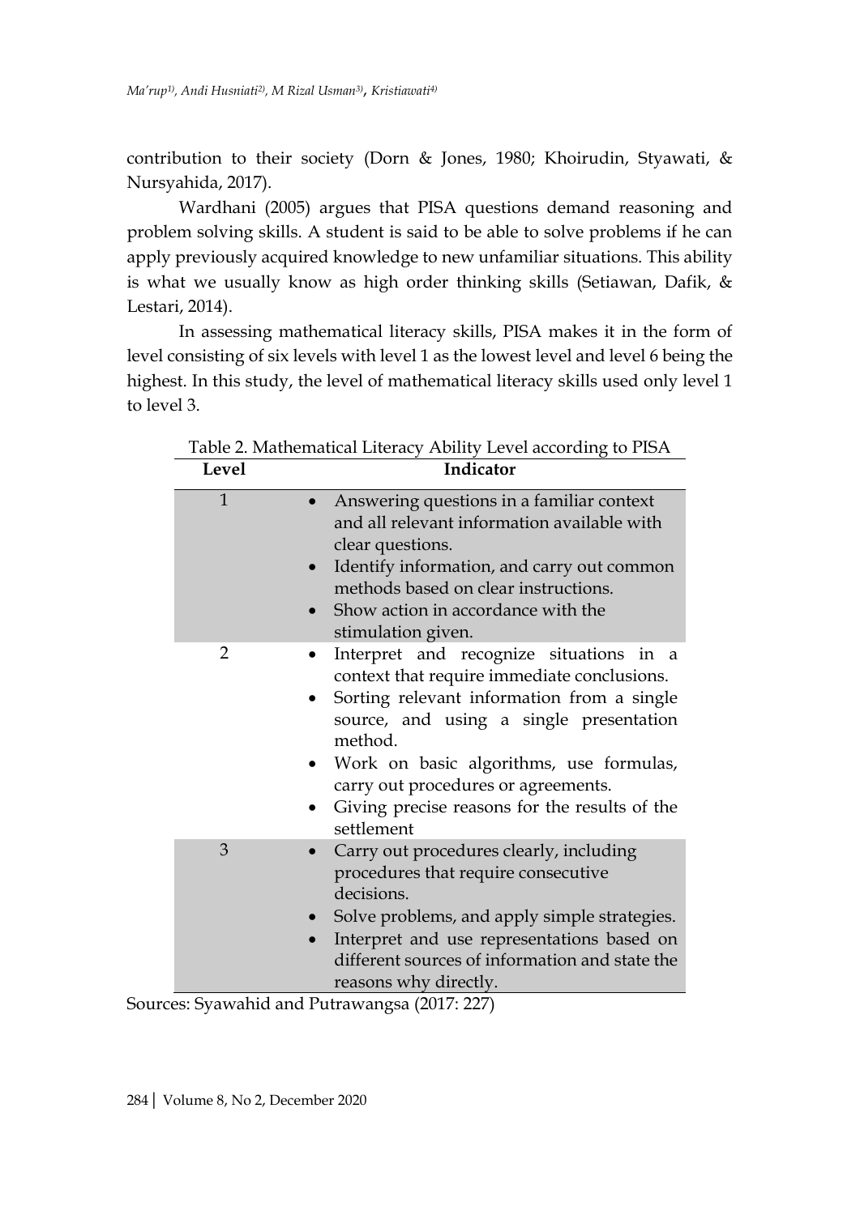contribution to their society (Dorn & Jones, 1980; Khoirudin, Styawati, & Nursyahida, 2017).

Wardhani (2005) argues that PISA questions demand reasoning and problem solving skills. A student is said to be able to solve problems if he can apply previously acquired knowledge to new unfamiliar situations. This ability is what we usually know as high order thinking skills (Setiawan, Dafik, & Lestari, 2014).

In assessing mathematical literacy skills, PISA makes it in the form of level consisting of six levels with level 1 as the lowest level and level 6 being the highest. In this study, the level of mathematical literacy skills used only level 1 to level 3.

Table 2. Mathematical Literacy Ability Level according to PISA

| Level | Indicator |
|---|---|
| 1 | • Answering questions in a familiar context and all relevant information available with clear questions.<br>• Identify information, and carry out common methods based on clear instructions.<br>• Show action in accordance with the stimulation given. |
| 2 | • Interpret and recognize situations in a context that require immediate conclusions.<br>• Sorting relevant information from a single source, and using a single presentation method.<br>• Work on basic algorithms, use formulas, carry out procedures or agreements.<br>• Giving precise reasons for the results of the settlement |
| 3 | • Carry out procedures clearly, including procedures that require consecutive decisions.<br>• Solve problems, and apply simple strategies.<br>• Interpret and use representations based on different sources of information and state the reasons why directly. |

Sources: Syawahid and Putrawangsa (2017: 227)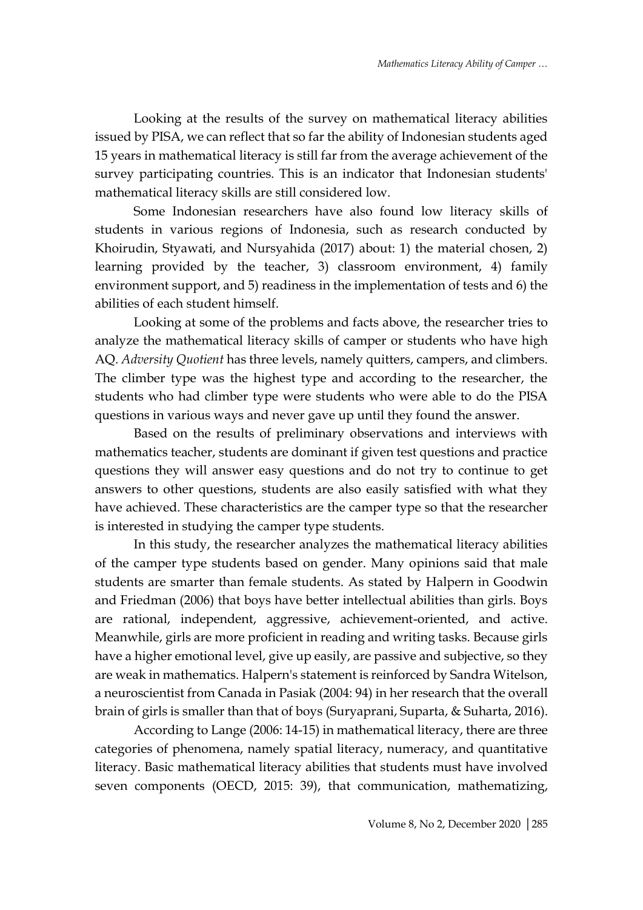Looking at the results of the survey on mathematical literacy abilities issued by PISA, we can reflect that so far the ability of Indonesian students aged 15 years in mathematical literacy is still far from the average achievement of the survey participating countries. This is an indicator that Indonesian students' mathematical literacy skills are still considered low.

Some Indonesian researchers have also found low literacy skills of students in various regions of Indonesia, such as research conducted by Khoirudin, Styawati, and Nursyahida (2017) about: 1) the material chosen, 2) learning provided by the teacher, 3) classroom environment, 4) family environment support, and 5) readiness in the implementation of tests and 6) the abilities of each student himself.

Looking at some of the problems and facts above, the researcher tries to analyze the mathematical literacy skills of camper or students who have high AQ. *Adversity Quotient* has three levels, namely quitters, campers, and climbers. The climber type was the highest type and according to the researcher, the students who had climber type were students who were able to do the PISA questions in various ways and never gave up until they found the answer.

Based on the results of preliminary observations and interviews with mathematics teacher, students are dominant if given test questions and practice questions they will answer easy questions and do not try to continue to get answers to other questions, students are also easily satisfied with what they have achieved. These characteristics are the camper type so that the researcher is interested in studying the camper type students.

In this study, the researcher analyzes the mathematical literacy abilities of the camper type students based on gender. Many opinions said that male students are smarter than female students. As stated by Halpern in Goodwin and Friedman (2006) that boys have better intellectual abilities than girls. Boys are rational, independent, aggressive, achievement-oriented, and active. Meanwhile, girls are more proficient in reading and writing tasks. Because girls have a higher emotional level, give up easily, are passive and subjective, so they are weak in mathematics. Halpern's statement is reinforced by Sandra Witelson, a neuroscientist from Canada in Pasiak (2004: 94) in her research that the overall brain of girls is smaller than that of boys (Suryaprani, Suparta, & Suharta, 2016).

According to Lange (2006: 14-15) in mathematical literacy, there are three categories of phenomena, namely spatial literacy, numeracy, and quantitative literacy. Basic mathematical literacy abilities that students must have involved seven components (OECD, 2015: 39), that communication, mathematizing,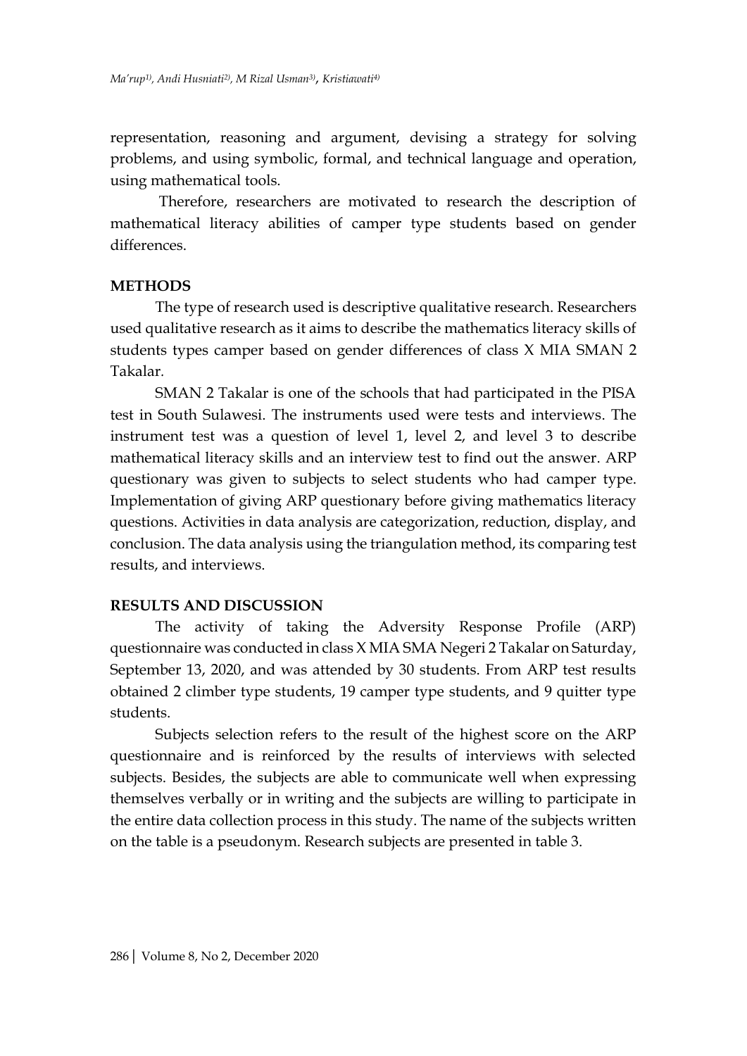representation, reasoning and argument, devising a strategy for solving problems, and using symbolic, formal, and technical language and operation, using mathematical tools.

Therefore, researchers are motivated to research the description of mathematical literacy abilities of camper type students based on gender differences.

## METHODS

The type of research used is descriptive qualitative research. Researchers used qualitative research as it aims to describe the mathematics literacy skills of students types camper based on gender differences of class X MIA SMAN 2 Takalar.

SMAN 2 Takalar is one of the schools that had participated in the PISA test in South Sulawesi. The instruments used were tests and interviews. The instrument test was a question of level 1, level 2, and level 3 to describe mathematical literacy skills and an interview test to find out the answer. ARP questionary was given to subjects to select students who had camper type. Implementation of giving ARP questionary before giving mathematics literacy questions. Activities in data analysis are categorization, reduction, display, and conclusion. The data analysis using the triangulation method, its comparing test results, and interviews.

## RESULTS AND DISCUSSION

The activity of taking the Adversity Response Profile (ARP) questionnaire was conducted in class X MIA SMA Negeri 2 Takalar on Saturday, September 13, 2020, and was attended by 30 students. From ARP test results obtained 2 climber type students, 19 camper type students, and 9 quitter type students.

Subjects selection refers to the result of the highest score on the ARP questionnaire and is reinforced by the results of interviews with selected subjects. Besides, the subjects are able to communicate well when expressing themselves verbally or in writing and the subjects are willing to participate in the entire data collection process in this study. The name of the subjects written on the table is a pseudonym. Research subjects are presented in table 3.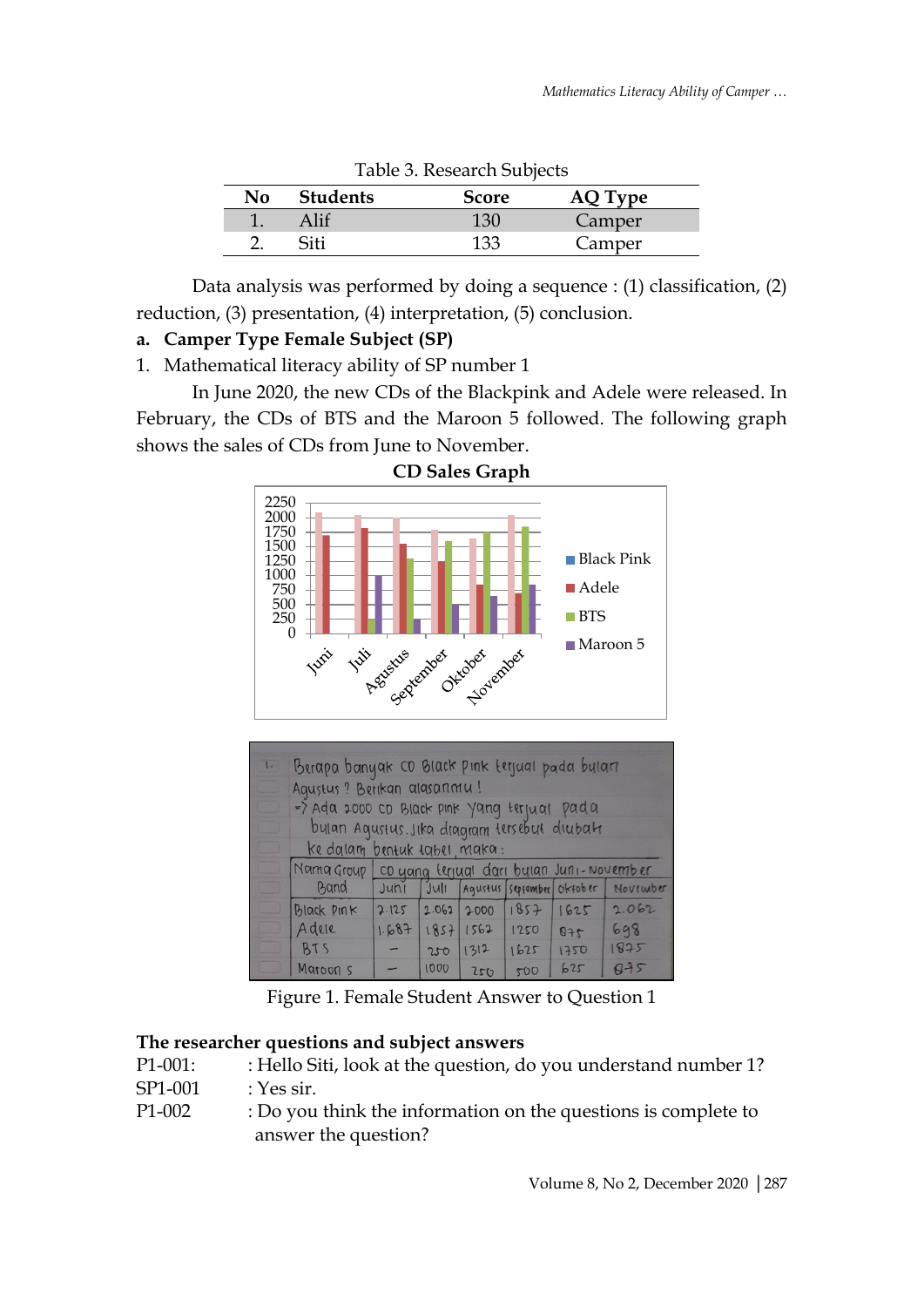Table 3. Research Subjects

| No | Students | Score | AQ Type |
|---|---|---|---|
| 1. | Alif | 130 | Camper |
| 2. | Siti | 133 | Camper |

Data analysis was performed by doing a sequence : (1) classification, (2) reduction, (3) presentation, (4) interpretation, (5) conclusion.

**a. Camper Type Female Subject (SP)**

1. Mathematical literacy ability of SP number 1

In June 2020, the new CDs of the Blackpink and Adele were released. In February, the CDs of BTS and the Maroon 5 followed. The following graph shows the sales of CDs from June to November.

**CD Sales Graph**

Figure 1. Female Student Answer to Question 1

**The researcher questions and subject answers**

P1-001: : Hello Siti, look at the question, do you understand number 1?

SP1-001 : Yes sir.

P1-002 : Do you think the information on the questions is complete to answer the question?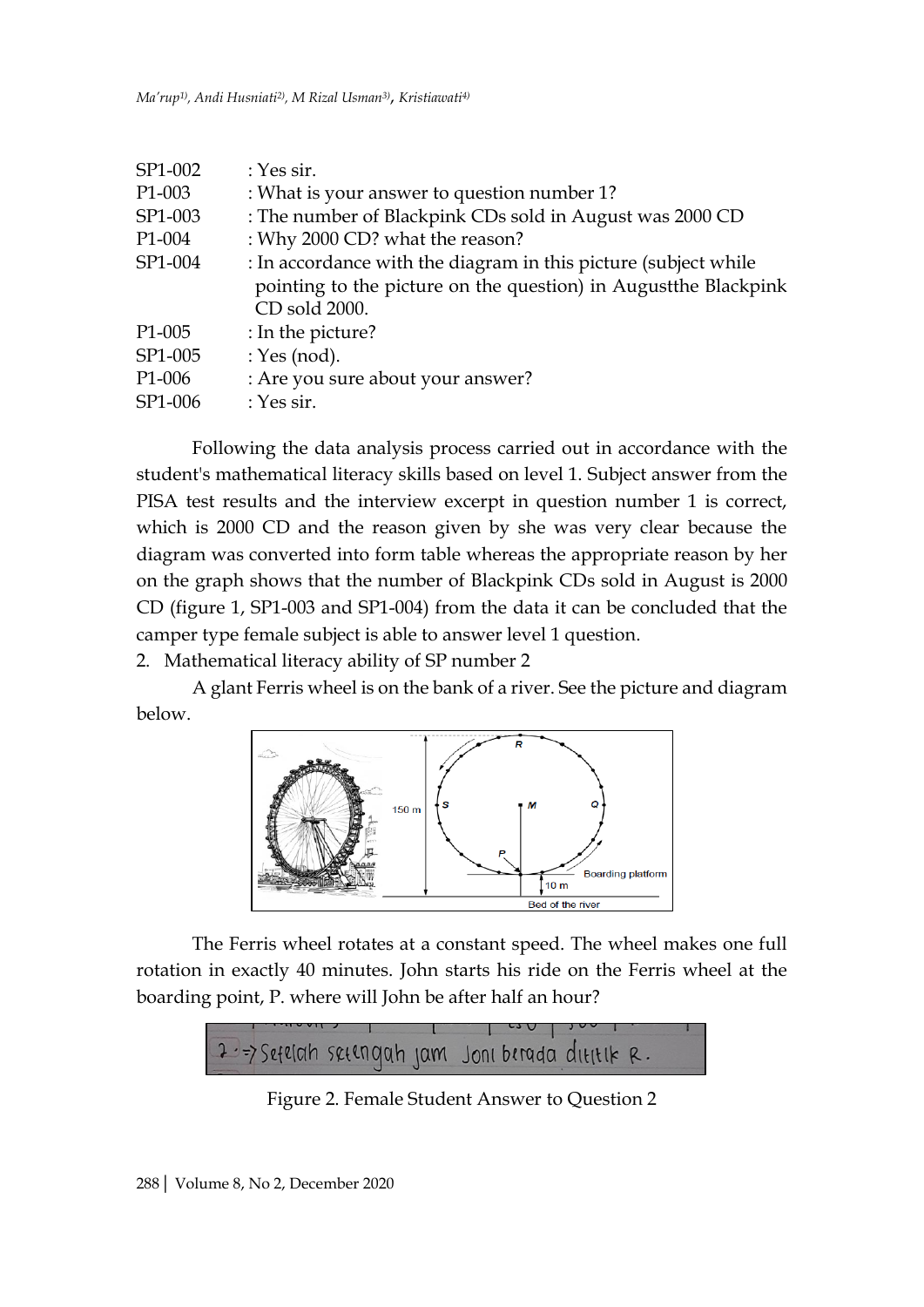| | |
|---|---|
| SP1-002 | : Yes sir. |
| P1-003 | : What is your answer to question number 1? |
| SP1-003 | : The number of Blackpink CDs sold in August was 2000 CD |
| P1-004 | : Why 2000 CD? what the reason? |
| SP1-004 | : In accordance with the diagram in this picture (subject while pointing to the picture on the question) in Augustthe Blackpink CD sold 2000. |
| P1-005 | : In the picture? |
| SP1-005 | : Yes (nod). |
| P1-006 | : Are you sure about your answer? |
| SP1-006 | : Yes sir. |

Following the data analysis process carried out in accordance with the student's mathematical literacy skills based on level 1. Subject answer from the PISA test results and the interview excerpt in question number 1 is correct, which is 2000 CD and the reason given by she was very clear because the diagram was converted into form table whereas the appropriate reason by her on the graph shows that the number of Blackpink CDs sold in August is 2000 CD (figure 1, SP1-003 and SP1-004) from the data it can be concluded that the camper type female subject is able to answer level 1 question.

2. Mathematical literacy ability of SP number 2

A glant Ferris wheel is on the bank of a river. See the picture and diagram below.

The Ferris wheel rotates at a constant speed. The wheel makes one full rotation in exactly 40 minutes. John starts his ride on the Ferris wheel at the boarding point, P. where will John be after half an hour?

2. => Setelah setengah jam Joni berada dititik R.

Figure 2. Female Student Answer to Question 2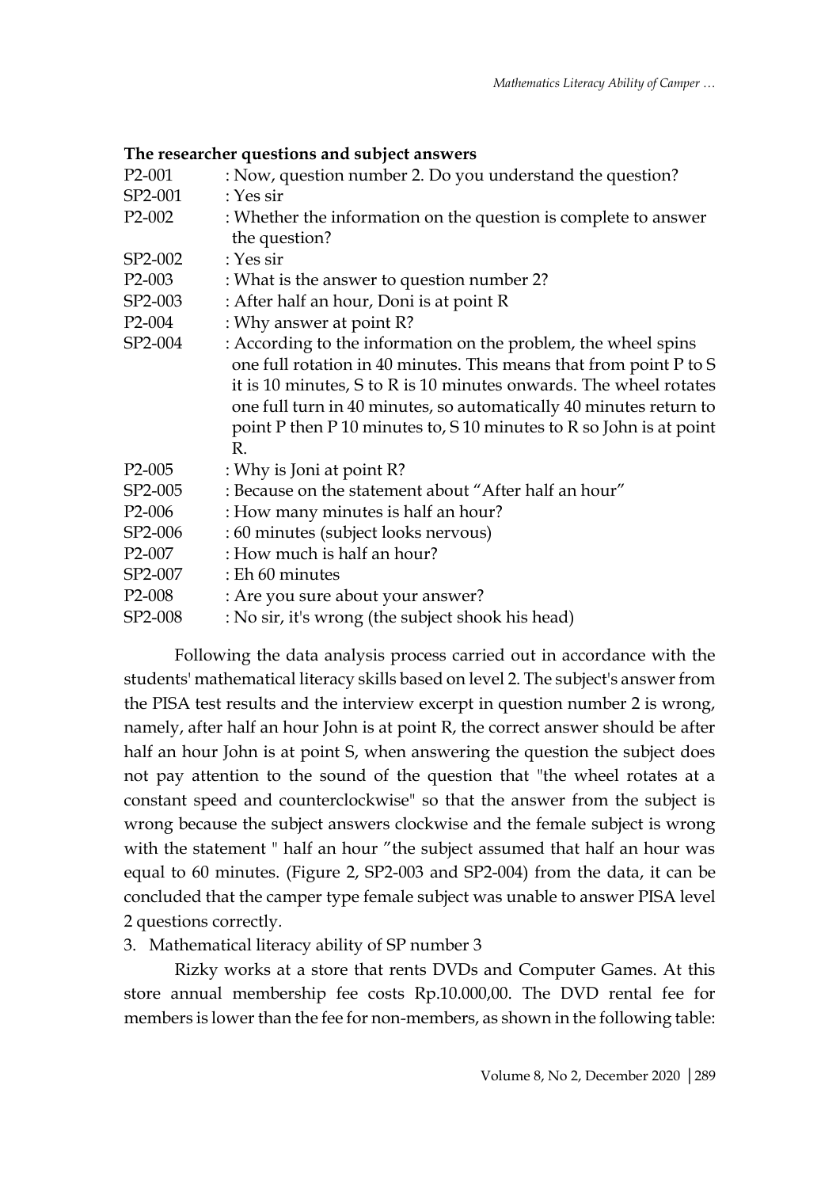**The researcher questions and subject answers**

| | |
|---|---|
| P2-001 | : Now, question number 2. Do you understand the question? |
| SP2-001 | : Yes sir |
| P2-002 | : Whether the information on the question is complete to answer the question? |
| SP2-002 | : Yes sir |
| P2-003 | : What is the answer to question number 2? |
| SP2-003 | : After half an hour, Doni is at point R |
| P2-004 | : Why answer at point R? |
| SP2-004 | : According to the information on the problem, the wheel spins one full rotation in 40 minutes. This means that from point P to S it is 10 minutes, S to R is 10 minutes onwards. The wheel rotates one full turn in 40 minutes, so automatically 40 minutes return to point P then P 10 minutes to, S 10 minutes to R so John is at point R. |
| P2-005 | : Why is Joni at point R? |
| SP2-005 | : Because on the statement about "After half an hour" |
| P2-006 | : How many minutes is half an hour? |
| SP2-006 | : 60 minutes (subject looks nervous) |
| P2-007 | : How much is half an hour? |
| SP2-007 | : Eh 60 minutes |
| P2-008 | : Are you sure about your answer? |
| SP2-008 | : No sir, it's wrong (the subject shook his head) |

Following the data analysis process carried out in accordance with the students' mathematical literacy skills based on level 2. The subject's answer from the PISA test results and the interview excerpt in question number 2 is wrong, namely, after half an hour John is at point R, the correct answer should be after half an hour John is at point S, when answering the question the subject does not pay attention to the sound of the question that "the wheel rotates at a constant speed and counterclockwise" so that the answer from the subject is wrong because the subject answers clockwise and the female subject is wrong with the statement " half an hour "the subject assumed that half an hour was equal to 60 minutes. (Figure 2, SP2-003 and SP2-004) from the data, it can be concluded that the camper type female subject was unable to answer PISA level 2 questions correctly.

3. Mathematical literacy ability of SP number 3

Rizky works at a store that rents DVDs and Computer Games. At this store annual membership fee costs Rp.10.000,00. The DVD rental fee for members is lower than the fee for non-members, as shown in the following table: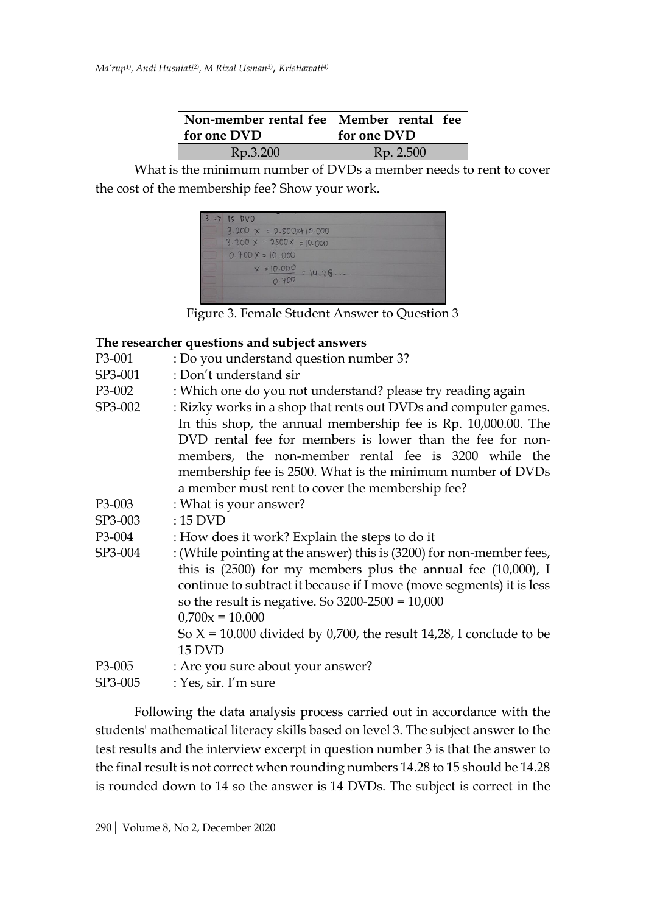| Non-member rental fee for one DVD | Member rental fee for one DVD |
|---|---|
| Rp.3.200 | Rp. 2.500 |

What is the minimum number of DVDs a member needs to rent to cover the cost of the membership fee? Show your work.

Figure 3. Female Student Answer to Question 3

**The researcher questions and subject answers**

P3-001 : Do you understand question number 3?

SP3-001 : Don't understand sir

P3-002 : Which one do you not understand? please try reading again

SP3-002 : Rizky works in a shop that rents out DVDs and computer games. In this shop, the annual membership fee is Rp. 10,000.00. The DVD rental fee for members is lower than the fee for non-members, the non-member rental fee is 3200 while the membership fee is 2500. What is the minimum number of DVDs a member must rent to cover the membership fee?

P3-003 : What is your answer?

SP3-003 : 15 DVD

P3-004 : How does it work? Explain the steps to do it

SP3-004 : (While pointing at the answer) this is (3200) for non-member fees, this is (2500) for my members plus the annual fee (10,000), I continue to subtract it because if I move (move segments) it is less so the result is negative. So 3200-2500 = 10,000
0,700x = 10.000
So X = 10.000 divided by 0,700, the result 14,28, I conclude to be 15 DVD

P3-005 : Are you sure about your answer?

SP3-005 : Yes, sir. I'm sure

Following the data analysis process carried out in accordance with the students' mathematical literacy skills based on level 3. The subject answer to the test results and the interview excerpt in question number 3 is that the answer to the final result is not correct when rounding numbers 14.28 to 15 should be 14.28 is rounded down to 14 so the answer is 14 DVDs. The subject is correct in the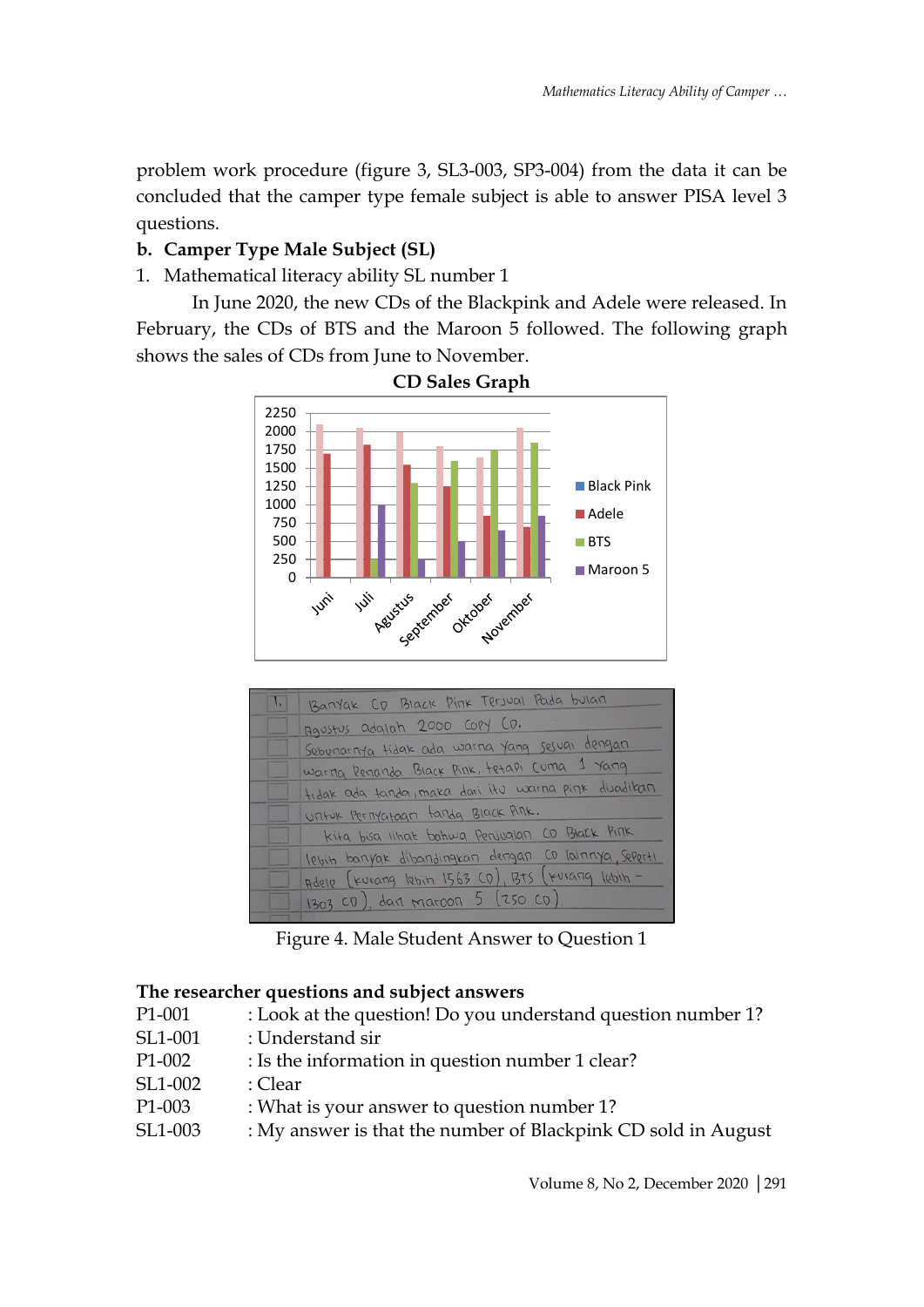problem work procedure (figure 3, SL3-003, SP3-004) from the data it can be concluded that the camper type female subject is able to answer PISA level 3 questions.

**b. Camper Type Male Subject (SL)**

1. Mathematical literacy ability SL number 1

In June 2020, the new CDs of the Blackpink and Adele were released. In February, the CDs of BTS and the Maroon 5 followed. The following graph shows the sales of CDs from June to November.

**CD Sales Graph**

Figure 4. Male Student Answer to Question 1

**The researcher questions and subject answers**

P1-001 : Look at the question! Do you understand question number 1?
SL1-001 : Understand sir
P1-002 : Is the information in question number 1 clear?
SL1-002 : Clear
P1-003 : What is your answer to question number 1?
SL1-003 : My answer is that the number of Blackpink CD sold in August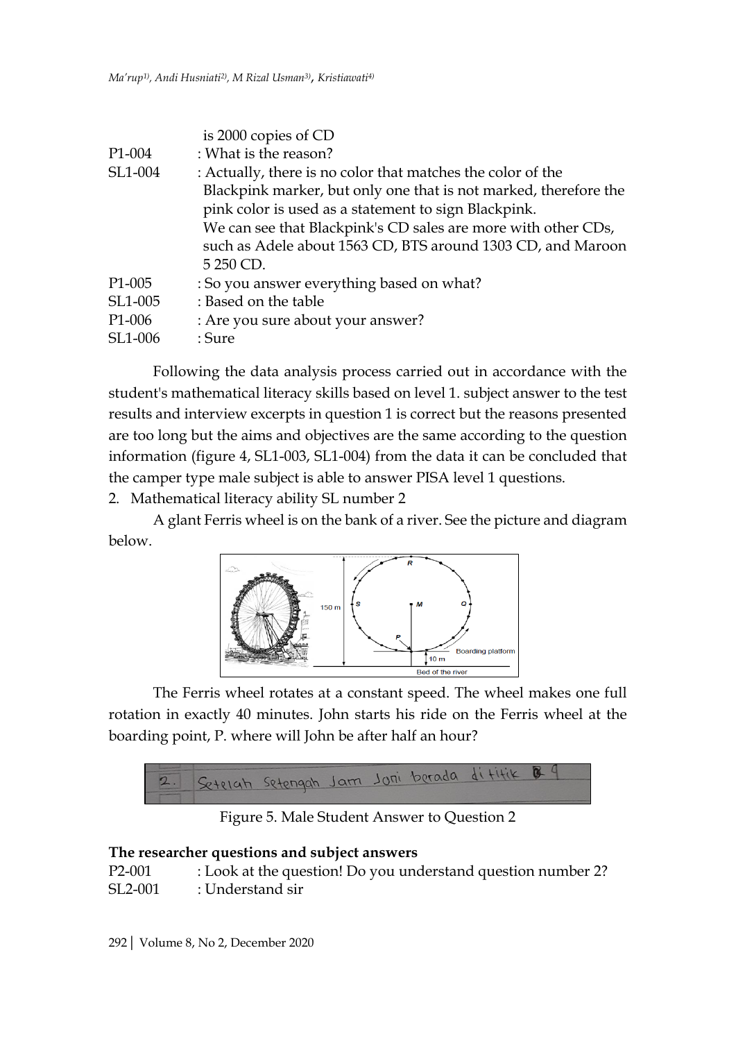| | |
|---|---|
| | is 2000 copies of CD |
| P1-004 | : What is the reason? |
| SL1-004 | : Actually, there is no color that matches the color of the Blackpink marker, but only one that is not marked, therefore the pink color is used as a statement to sign Blackpink. We can see that Blackpink's CD sales are more with other CDs, such as Adele about 1563 CD, BTS around 1303 CD, and Maroon 5 250 CD. |
| P1-005 | : So you answer everything based on what? |
| SL1-005 | : Based on the table |
| P1-006 | : Are you sure about your answer? |
| SL1-006 | : Sure |

Following the data analysis process carried out in accordance with the student's mathematical literacy skills based on level 1. subject answer to the test results and interview excerpts in question 1 is correct but the reasons presented are too long but the aims and objectives are the same according to the question information (figure 4, SL1-003, SL1-004) from the data it can be concluded that the camper type male subject is able to answer PISA level 1 questions.

2. Mathematical literacy ability SL number 2

A glant Ferris wheel is on the bank of a river. See the picture and diagram below.

The Ferris wheel rotates at a constant speed. The wheel makes one full rotation in exactly 40 minutes. John starts his ride on the Ferris wheel at the boarding point, P. where will John be after half an hour?

Figure 5. Male Student Answer to Question 2

**The researcher questions and subject answers**

| | |
|---|---|
| P2-001 | : Look at the question! Do you understand question number 2? |
| SL2-001 | : Understand sir |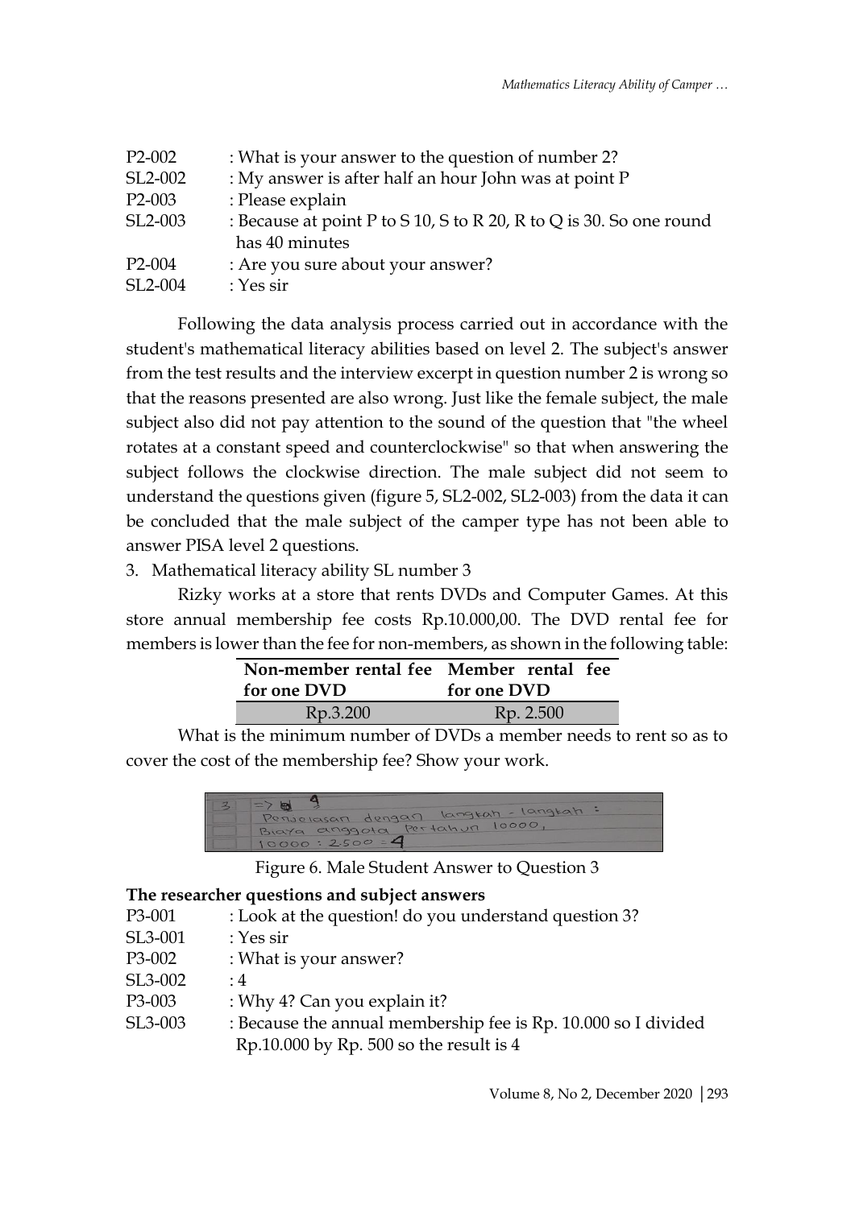P2-002 : What is your answer to the question of number 2?
SL2-002 : My answer is after half an hour John was at point P
P2-003 : Please explain
SL2-003 : Because at point P to S 10, S to R 20, R to Q is 30. So one round has 40 minutes
P2-004 : Are you sure about your answer?
SL2-004 : Yes sir

Following the data analysis process carried out in accordance with the student's mathematical literacy abilities based on level 2. The subject's answer from the test results and the interview excerpt in question number 2 is wrong so that the reasons presented are also wrong. Just like the female subject, the male subject also did not pay attention to the sound of the question that "the wheel rotates at a constant speed and counterclockwise" so that when answering the subject follows the clockwise direction. The male subject did not seem to understand the questions given (figure 5, SL2-002, SL2-003) from the data it can be concluded that the male subject of the camper type has not been able to answer PISA level 2 questions.

3. Mathematical literacy ability SL number 3

Rizky works at a store that rents DVDs and Computer Games. At this store annual membership fee costs Rp.10.000,00. The DVD rental fee for members is lower than the fee for non-members, as shown in the following table:

| Non-member rental fee for one DVD | Member rental fee for one DVD |
|---|---|
| Rp.3.200 | Rp. 2.500 |

What is the minimum number of DVDs a member needs to rent so as to cover the cost of the membership fee? Show your work.

3 => 4
Penjelasan dengan langkah - langkah :
Biaya anggota pertahun 10000,
10000 : 2.500 = 4

Figure 6. Male Student Answer to Question 3

**The researcher questions and subject answers**

P3-001 : Look at the question! do you understand question 3?
SL3-001 : Yes sir
P3-002 : What is your answer?
SL3-002 : 4
P3-003 : Why 4? Can you explain it?
SL3-003 : Because the annual membership fee is Rp. 10.000 so I divided Rp.10.000 by Rp. 500 so the result is 4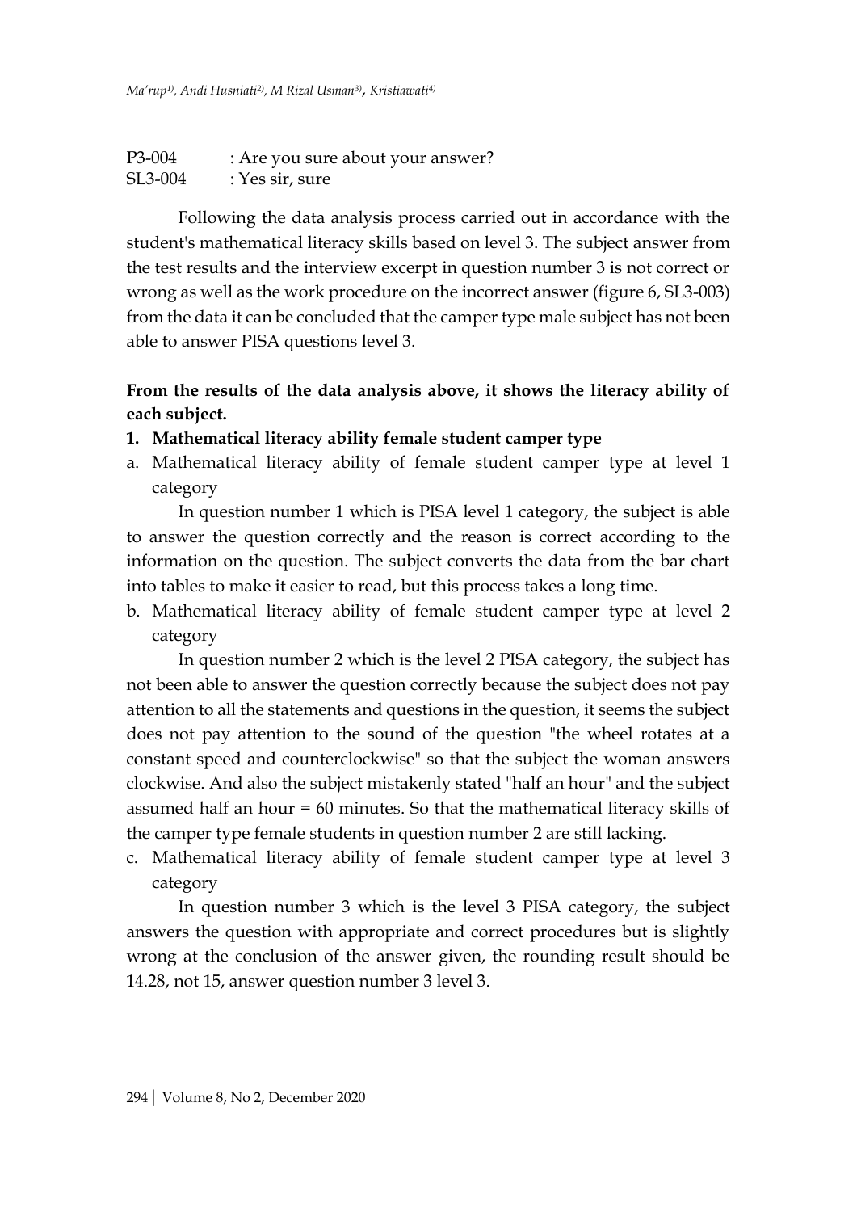P3-004 : Are you sure about your answer?
SL3-004 : Yes sir, sure

Following the data analysis process carried out in accordance with the student's mathematical literacy skills based on level 3. The subject answer from the test results and the interview excerpt in question number 3 is not correct or wrong as well as the work procedure on the incorrect answer (figure 6, SL3-003) from the data it can be concluded that the camper type male subject has not been able to answer PISA questions level 3.

**From the results of the data analysis above, it shows the literacy ability of each subject.**

**1. Mathematical literacy ability female student camper type**

a. Mathematical literacy ability of female student camper type at level 1 category

In question number 1 which is PISA level 1 category, the subject is able to answer the question correctly and the reason is correct according to the information on the question. The subject converts the data from the bar chart into tables to make it easier to read, but this process takes a long time.

b. Mathematical literacy ability of female student camper type at level 2 category

In question number 2 which is the level 2 PISA category, the subject has not been able to answer the question correctly because the subject does not pay attention to all the statements and questions in the question, it seems the subject does not pay attention to the sound of the question "the wheel rotates at a constant speed and counterclockwise" so that the subject the woman answers clockwise. And also the subject mistakenly stated "half an hour" and the subject assumed half an hour = 60 minutes. So that the mathematical literacy skills of the camper type female students in question number 2 are still lacking.

c. Mathematical literacy ability of female student camper type at level 3 category

In question number 3 which is the level 3 PISA category, the subject answers the question with appropriate and correct procedures but is slightly wrong at the conclusion of the answer given, the rounding result should be 14.28, not 15, answer question number 3 level 3.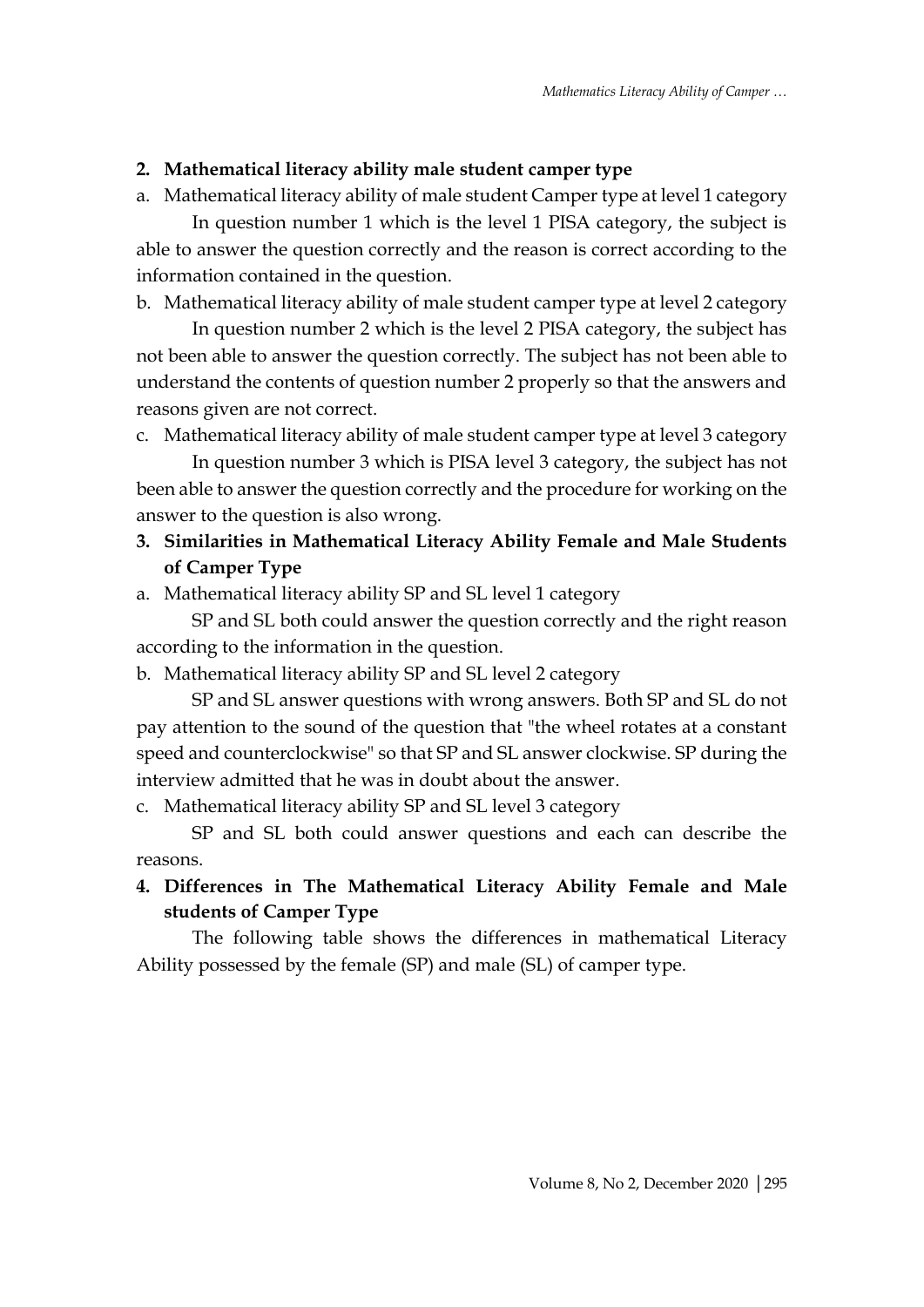**2. Mathematical literacy ability male student camper type**

a. Mathematical literacy ability of male student Camper type at level 1 category

In question number 1 which is the level 1 PISA category, the subject is able to answer the question correctly and the reason is correct according to the information contained in the question.

b. Mathematical literacy ability of male student camper type at level 2 category

In question number 2 which is the level 2 PISA category, the subject has not been able to answer the question correctly. The subject has not been able to understand the contents of question number 2 properly so that the answers and reasons given are not correct.

c. Mathematical literacy ability of male student camper type at level 3 category

In question number 3 which is PISA level 3 category, the subject has not been able to answer the question correctly and the procedure for working on the answer to the question is also wrong.

**3. Similarities in Mathematical Literacy Ability Female and Male Students of Camper Type**

a. Mathematical literacy ability SP and SL level 1 category

SP and SL both could answer the question correctly and the right reason according to the information in the question.

b. Mathematical literacy ability SP and SL level 2 category

SP and SL answer questions with wrong answers. Both SP and SL do not pay attention to the sound of the question that "the wheel rotates at a constant speed and counterclockwise" so that SP and SL answer clockwise. SP during the interview admitted that he was in doubt about the answer.

c. Mathematical literacy ability SP and SL level 3 category

SP and SL both could answer questions and each can describe the reasons.

**4. Differences in The Mathematical Literacy Ability Female and Male students of Camper Type**

The following table shows the differences in mathematical Literacy Ability possessed by the female (SP) and male (SL) of camper type.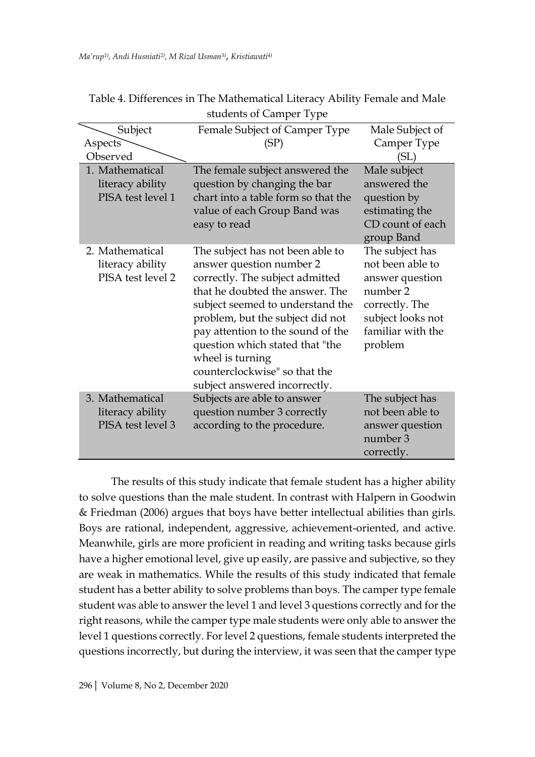Table 4. Differences in The Mathematical Literacy Ability Female and Male students of Camper Type

| Aspects Observed \ Subject | Female Subject of Camper Type (SP) | Male Subject of Camper Type (SL) |
|---|---|---|
| 1. Mathematical literacy ability PISA test level 1 | The female subject answered the question by changing the bar chart into a table form so that the value of each Group Band was easy to read | Male subject answered the question by estimating the CD count of each group Band |
| 2. Mathematical literacy ability PISA test level 2 | The subject has not been able to answer question number 2 correctly. The subject admitted that he doubted the answer. The subject seemed to understand the problem, but the subject did not pay attention to the sound of the question which stated that "the wheel is turning counterclockwise" so that the subject answered incorrectly. | The subject has not been able to answer question number 2 correctly. The subject looks not familiar with the problem |
| 3. Mathematical literacy ability PISA test level 3 | Subjects are able to answer question number 3 correctly according to the procedure. | The subject has not been able to answer question number 3 correctly. |

The results of this study indicate that female student has a higher ability to solve questions than the male student. In contrast with Halpern in Goodwin & Friedman (2006) argues that boys have better intellectual abilities than girls. Boys are rational, independent, aggressive, achievement-oriented, and active. Meanwhile, girls are more proficient in reading and writing tasks because girls have a higher emotional level, give up easily, are passive and subjective, so they are weak in mathematics. While the results of this study indicated that female student has a better ability to solve problems than boys. The camper type female student was able to answer the level 1 and level 3 questions correctly and for the right reasons, while the camper type male students were only able to answer the level 1 questions correctly. For level 2 questions, female students interpreted the questions incorrectly, but during the interview, it was seen that the camper type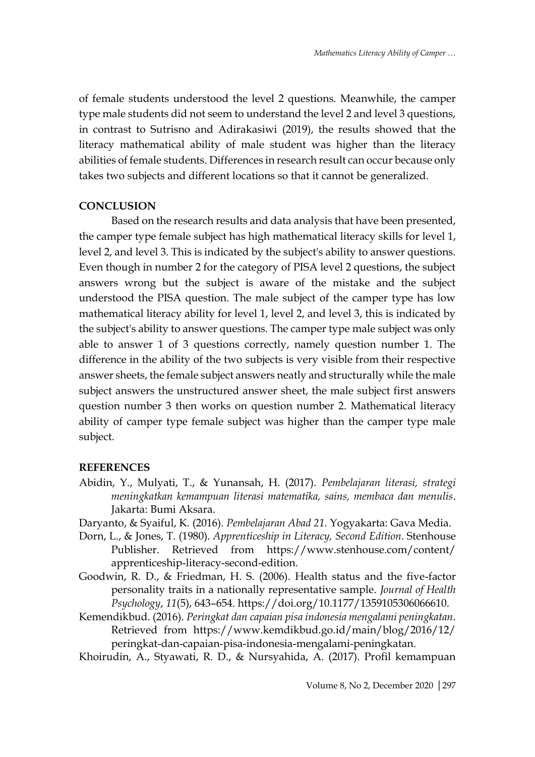of female students understood the level 2 questions. Meanwhile, the camper type male students did not seem to understand the level 2 and level 3 questions, in contrast to Sutrisno and Adirakasiwi (2019), the results showed that the literacy mathematical ability of male student was higher than the literacy abilities of female students. Differences in research result can occur because only takes two subjects and different locations so that it cannot be generalized.

## CONCLUSION

Based on the research results and data analysis that have been presented, the camper type female subject has high mathematical literacy skills for level 1, level 2, and level 3. This is indicated by the subject's ability to answer questions. Even though in number 2 for the category of PISA level 2 questions, the subject answers wrong but the subject is aware of the mistake and the subject understood the PISA question. The male subject of the camper type has low mathematical literacy ability for level 1, level 2, and level 3, this is indicated by the subject's ability to answer questions. The camper type male subject was only able to answer 1 of 3 questions correctly, namely question number 1. The difference in the ability of the two subjects is very visible from their respective answer sheets, the female subject answers neatly and structurally while the male subject answers the unstructured answer sheet, the male subject first answers question number 3 then works on question number 2. Mathematical literacy ability of camper type female subject was higher than the camper type male subject.

## REFERENCES

Abidin, Y., Mulyati, T., & Yunansah, H. (2017). *Pembelajaran literasi, strategi meningkatkan kemampuan literasi matematika, sains, membaca dan menulis*. Jakarta: Bumi Aksara.

Daryanto, & Syaiful, K. (2016). *Pembelajaran Abad 21*. Yogyakarta: Gava Media.

Dorn, L., & Jones, T. (1980). *Apprenticeship in Literacy, Second Edition*. Stenhouse Publisher. Retrieved from https://www.stenhouse.com/content/apprenticeship-literacy-second-edition.

Goodwin, R. D., & Friedman, H. S. (2006). Health status and the five-factor personality traits in a nationally representative sample. *Journal of Health Psychology*, *11*(5), 643–654. https://doi.org/10.1177/1359105306066610.

Kemendikbud. (2016). *Peringkat dan capaian pisa indonesia mengalami peningkatan*. Retrieved from https://www.kemdikbud.go.id/main/blog/2016/12/peringkat-dan-capaian-pisa-indonesia-mengalami-peningkatan.

Khoirudin, A., Styawati, R. D., & Nursyahida, A. (2017). Profil kemampuan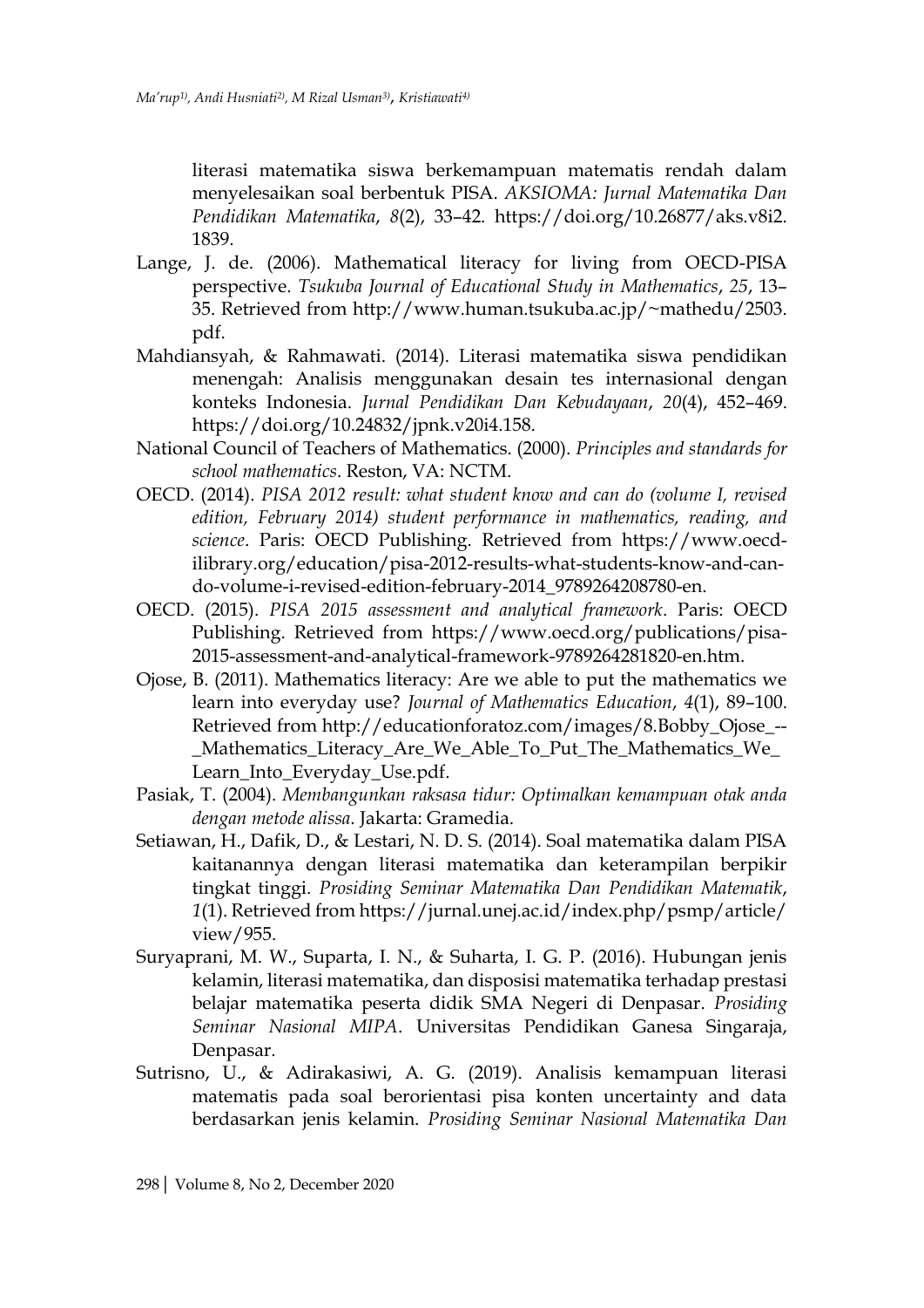literasi matematika siswa berkemampuan matematis rendah dalam menyelesaikan soal berbentuk PISA. *AKSIOMA: Jurnal Matematika Dan Pendidikan Matematika*, *8*(2), 33–42. https://doi.org/10.26877/aks.v8i2.1839.

Lange, J. de. (2006). Mathematical literacy for living from OECD-PISA perspective. *Tsukuba Journal of Educational Study in Mathematics*, *25*, 13–35. Retrieved from http://www.human.tsukuba.ac.jp/~mathedu/2503.pdf.

Mahdiansyah, & Rahmawati. (2014). Literasi matematika siswa pendidikan menengah: Analisis menggunakan desain tes internasional dengan konteks Indonesia. *Jurnal Pendidikan Dan Kebudayaan*, *20*(4), 452–469. https://doi.org/10.24832/jpnk.v20i4.158.

National Council of Teachers of Mathematics. (2000). *Principles and standards for school mathematics*. Reston, VA: NCTM.

OECD. (2014). *PISA 2012 result: what student know and can do (volume I, revised edition, February 2014) student performance in mathematics, reading, and science*. Paris: OECD Publishing. Retrieved from https://www.oecd-ilibrary.org/education/pisa-2012-results-what-students-know-and-can-do-volume-i-revised-edition-february-2014_9789264208780-en.

OECD. (2015). *PISA 2015 assessment and analytical framework*. Paris: OECD Publishing. Retrieved from https://www.oecd.org/publications/pisa-2015-assessment-and-analytical-framework-9789264281820-en.htm.

Ojose, B. (2011). Mathematics literacy: Are we able to put the mathematics we learn into everyday use? *Journal of Mathematics Education*, *4*(1), 89–100. Retrieved from http://educationforatoz.com/images/8.Bobby_Ojose_--_Mathematics_Literacy_Are_We_Able_To_Put_The_Mathematics_We_Learn_Into_Everyday_Use.pdf.

Pasiak, T. (2004). *Membangunkan raksasa tidur: Optimalkan kemampuan otak anda dengan metode alissa*. Jakarta: Gramedia.

Setiawan, H., Dafik, D., & Lestari, N. D. S. (2014). Soal matematika dalam PISA kaitanannya dengan literasi matematika dan keterampilan berpikir tingkat tinggi. *Prosiding Seminar Matematika Dan Pendidikan Matematik*, *1*(1). Retrieved from https://jurnal.unej.ac.id/index.php/psmp/article/view/955.

Suryaprani, M. W., Suparta, I. N., & Suharta, I. G. P. (2016). Hubungan jenis kelamin, literasi matematika, dan disposisi matematika terhadap prestasi belajar matematika peserta didik SMA Negeri di Denpasar. *Prosiding Seminar Nasional MIPA*. Universitas Pendidikan Ganesa Singaraja, Denpasar.

Sutrisno, U., & Adirakasiwi, A. G. (2019). Analisis kemampuan literasi matematis pada soal berorientasi pisa konten uncertainty and data berdasarkan jenis kelamin. *Prosiding Seminar Nasional Matematika Dan*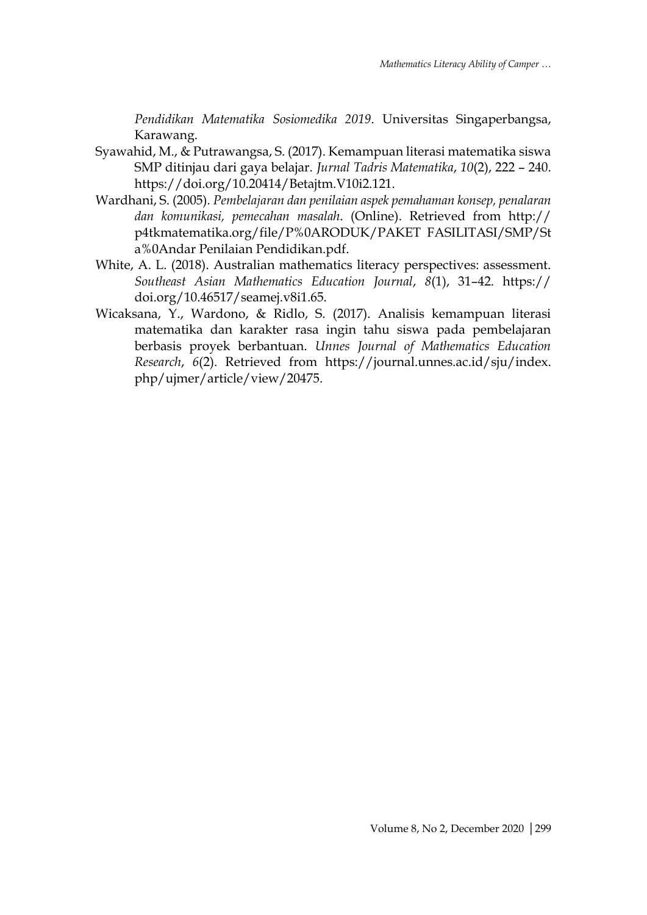*Pendidikan Matematika Sosiomedika 2019*. Universitas Singaperbangsa, Karawang.

Syawahid, M., & Putrawangsa, S. (2017). Kemampuan literasi matematika siswa SMP ditinjau dari gaya belajar. *Jurnal Tadris Matematika*, *10*(2), 222 – 240. https://doi.org/10.20414/Betajtm.V10i2.121.

Wardhani, S. (2005). *Pembelajaran dan penilaian aspek pemahaman konsep, penalaran dan komunikasi, pemecahan masalah*. (Online). Retrieved from http:// p4tkmatematika.org/file/P%0ARODUK/PAKET FASILITASI/SMP/St a%0Andar Penilaian Pendidikan.pdf.

White, A. L. (2018). Australian mathematics literacy perspectives: assessment. *Southeast Asian Mathematics Education Journal*, *8*(1), 31–42. https:// doi.org/10.46517/seamej.v8i1.65.

Wicaksana, Y., Wardono, & Ridlo, S. (2017). Analisis kemampuan literasi matematika dan karakter rasa ingin tahu siswa pada pembelajaran berbasis proyek berbantuan. *Unnes Journal of Mathematics Education Research*, *6*(2). Retrieved from https://journal.unnes.ac.id/sju/index. php/ujmer/article/view/20475.